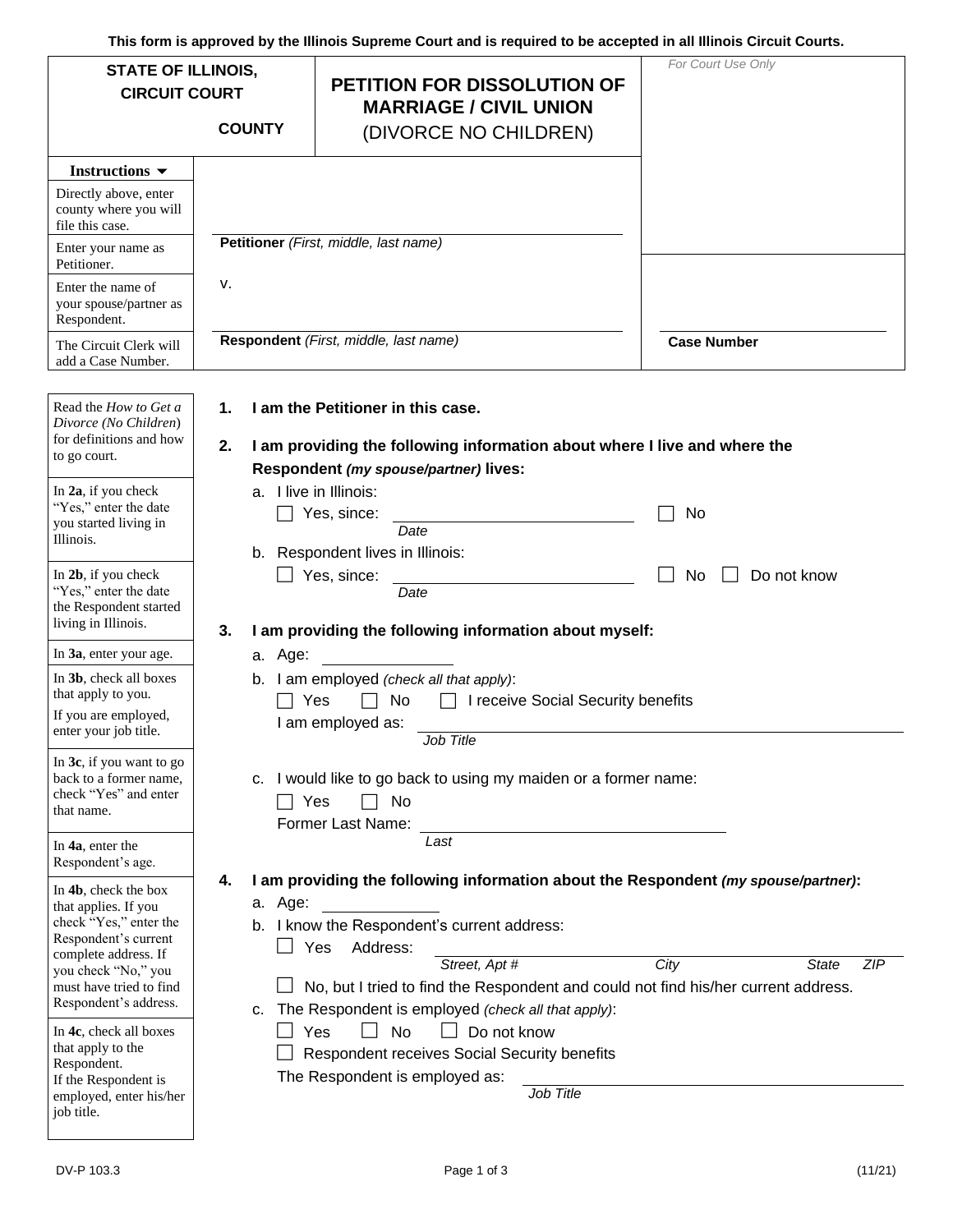This form is approved by the Illinois Supreme Court and is required to be accepted in all Illinois Circuit Courts.

| STATE OF ILLINOIS, CIRCUIT COURT _______ COUNTY | PETITION FOR DISSOLUTION OF MARRIAGE / CIVIL UNION (DIVORCE NO CHILDREN) | *For Court Use Only* |
|---|---|---|

| Instructions ▼ | | |
|---|---|---|
| Directly above, enter county where you will file this case. | | |
| Enter your name as Petitioner. | ______________________ **Petitioner** *(First, middle, last name)* | |
| Enter the name of your spouse/partner as Respondent. | v. | |
| The Circuit Clerk will add a Case Number. | ______________________ **Respondent** *(First, middle, last name)* | ______________ **Case Number** |

Read the *How to Get a Divorce (No Children)* for definitions and how to go court.

**1. I am the Petitioner in this case.**

**2. I am providing the following information about where I live and where the Respondent *(my spouse/partner)* lives:**

*In **2a**, if you check "Yes," enter the date you started living in Illinois.*

a. I live in Illinois:
☐ Yes, since: ______________ *Date* ☐ No

*In **2b**, if you check "Yes," enter the date the Respondent started living in Illinois.*

b. Respondent lives in Illinois:
☐ Yes, since: ______________ *Date* ☐ No ☐ Do not know

**3. I am providing the following information about myself:**

*In **3a**, enter your age.*

a. Age: __________

*In **3b**, check all boxes that apply to you. If you are employed, enter your job title.*

b. I am employed *(check all that apply)*:
☐ Yes ☐ No ☐ I receive Social Security benefits
I am employed as: ______________________ *Job Title*

*In **3c**, if you want to go back to a former name, check "Yes" and enter that name.*

c. I would like to go back to using my maiden or a former name:
☐ Yes ☐ No
Former Last Name: ______________________ *Last*

**4. I am providing the following information about the Respondent *(my spouse/partner)*:**

*In **4a**, enter the Respondent's age.*

a. Age: __________

*In **4b**, check the box that applies. If you check "Yes," enter the Respondent's current complete address. If you check "No," you must have tried to find Respondent's address.*

b. I know the Respondent's current address:
☐ Yes Address: ______________________ *Street, Apt # City State ZIP*
☐ No, but I tried to find the Respondent and could not find his/her current address.

*In **4c**, check all boxes that apply to the Respondent. If the Respondent is employed, enter his/her job title.*

c. The Respondent is employed *(check all that apply)*:
☐ Yes ☐ No ☐ Do not know
☐ Respondent receives Social Security benefits
The Respondent is employed as: ______________________ *Job Title*

DV-P 103.3 (11/21)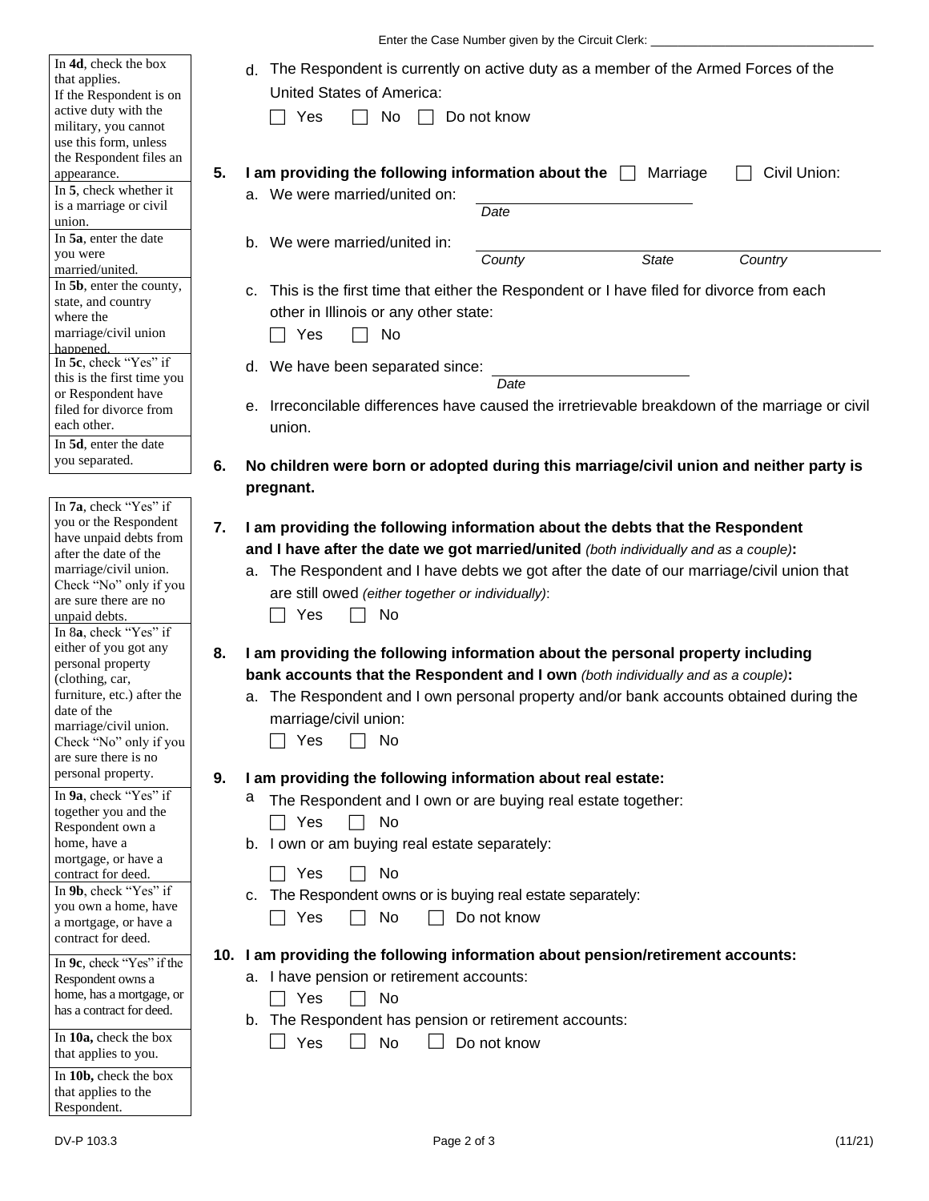Enter the Case Number given by the Circuit Clerk: ______________________________

In **4d**, check the box that applies.
If the Respondent is on active duty with the military, you cannot use this form, unless the Respondent files an appearance.

d. The Respondent is currently on active duty as a member of the Armed Forces of the United States of America:
☐ Yes ☐ No ☐ Do not know

In **5**, check whether it is a marriage or civil union.
In **5a**, enter the date you were married/united.
In **5b**, enter the county, state, and country where the marriage/civil union happened.
In **5c**, check "Yes" if this is the first time you or Respondent have filed for divorce from each other.
In **5d**, enter the date you separated.

**5. I am providing the following information about the** ☐ Marriage ☐ Civil Union:

a. We were married/united on: ______________________
*Date*

b. We were married/united in: ______________________
*County* *State* *Country*

c. This is the first time that either the Respondent or I have filed for divorce from each other in Illinois or any other state:
☐ Yes ☐ No

d. We have been separated since: ______________________
*Date*

e. Irreconcilable differences have caused the irretrievable breakdown of the marriage or civil union.

**6. No children were born or adopted during this marriage/civil union and neither party is pregnant.**

In **7a**, check "Yes" if you or the Respondent have unpaid debts from after the date of the marriage/civil union. Check "No" only if you are sure there are no unpaid debts.

**7. I am providing the following information about the debts that the Respondent and I have after the date we got married/united** *(both individually and as a couple)***:**

a. The Respondent and I have debts we got after the date of our marriage/civil union that are still owed *(either together or individually)*:
☐ Yes ☐ No

In 8**a**, check "Yes" if either of you got any personal property (clothing, car, furniture, etc.) after the date of the marriage/civil union. Check "No" only if you are sure there is no personal property.

**8. I am providing the following information about the personal property including bank accounts that the Respondent and I own** *(both individually and as a couple)***:**

a. The Respondent and I own personal property and/or bank accounts obtained during the marriage/civil union:
☐ Yes ☐ No

In **9a**, check "Yes" if together you and the Respondent own a home, have a mortgage, or have a contract for deed.
In **9b**, check "Yes" if you own a home, have a mortgage, or have a contract for deed.
In **9c**, check "Yes" if the Respondent owns a home, has a mortgage, or has a contract for deed.

**9. I am providing the following information about real estate:**

a The Respondent and I own or are buying real estate together:
☐ Yes ☐ No

b. I own or am buying real estate separately:
☐ Yes ☐ No

c. The Respondent owns or is buying real estate separately:
☐ Yes ☐ No ☐ Do not know

In **10a,** check the box that applies to you.
In **10b,** check the box that applies to the Respondent.

**10. I am providing the following information about pension/retirement accounts:**

a. I have pension or retirement accounts:
☐ Yes ☐ No

b. The Respondent has pension or retirement accounts:
☐ Yes ☐ No ☐ Do not know

DV-P 103.3 (11/21)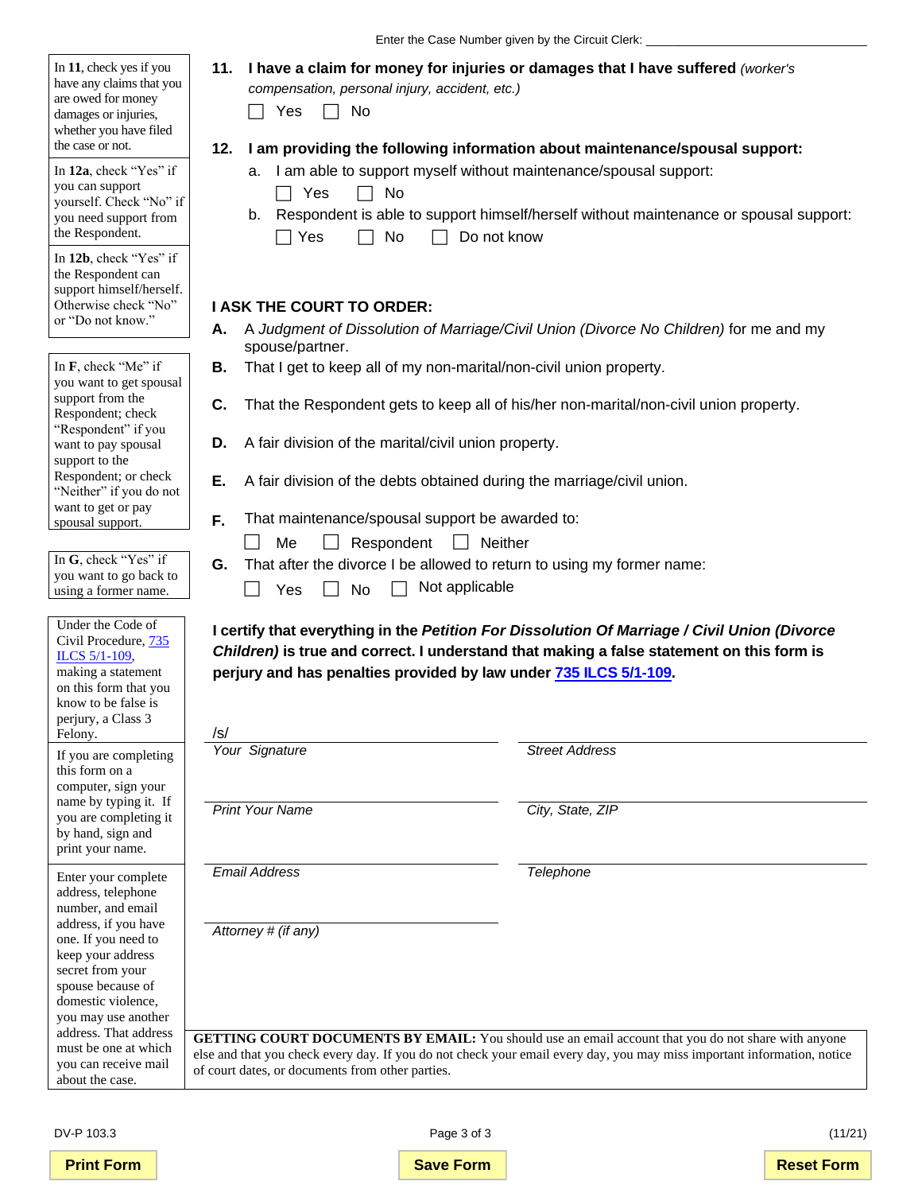Enter the Case Number given by the Circuit Clerk: ______________________________

In **11**, check yes if you have any claims that you are owed for money damages or injuries, whether you have filed the case or not.

**11. I have a claim for money for injuries or damages that I have suffered** *(worker's compensation, personal injury, accident, etc.)*

☐ Yes ☐ No

In **12a**, check "Yes" if you can support yourself. Check "No" if you need support from the Respondent.

In **12b**, check "Yes" if the Respondent can support himself/herself. Otherwise check "No" or "Do not know."

**12. I am providing the following information about maintenance/spousal support:**

a. I am able to support myself without maintenance/spousal support:

☐ Yes ☐ No

b. Respondent is able to support himself/herself without maintenance or spousal support:

☐ Yes ☐ No ☐ Do not know

**I ASK THE COURT TO ORDER:**

**A.** A *Judgment of Dissolution of Marriage/Civil Union (Divorce No Children)* for me and my spouse/partner.

**B.** That I get to keep all of my non-marital/non-civil union property.

**C.** That the Respondent gets to keep all of his/her non-marital/non-civil union property.

**D.** A fair division of the marital/civil union property.

**E.** A fair division of the debts obtained during the marriage/civil union.

In **F**, check "Me" if you want to get spousal support from the Respondent; check "Respondent" if you want to pay spousal support to the Respondent; or check "Neither" if you do not want to get or pay spousal support.

**F.** That maintenance/spousal support be awarded to:

☐ Me ☐ Respondent ☐ Neither

In **G**, check "Yes" if you want to go back to using a former name.

**G.** That after the divorce I be allowed to return to using my former name:

☐ Yes ☐ No ☐ Not applicable

Under the Code of Civil Procedure, 735 ILCS 5/1-109, making a statement on this form that you know to be false is perjury, a Class 3 Felony.

**I certify that everything in the *Petition For Dissolution Of Marriage / Civil Union (Divorce Children)* is true and correct. I understand that making a false statement on this form is perjury and has penalties provided by law under 735 ILCS 5/1-109.**

If you are completing this form on a computer, sign your name by typing it. If you are completing it by hand, sign and print your name.

/s/ ______________________________
*Your Signature*

______________________________
*Street Address*

______________________________
*Print Your Name*

______________________________
*City, State, ZIP*

______________________________
*Email Address*

______________________________
*Telephone*

______________________________
*Attorney # (if any)*

Enter your complete address, telephone number, and email address, if you have one. If you need to keep your address secret from your spouse because of domestic violence, you may use another address. That address must be one at which you can receive mail about the case.

**GETTING COURT DOCUMENTS BY EMAIL:** You should use an email account that you do not share with anyone else and that you check every day. If you do not check your email every day, you may miss important information, notice of court dates, or documents from other parties.

DV-P 103.3 (11/21)